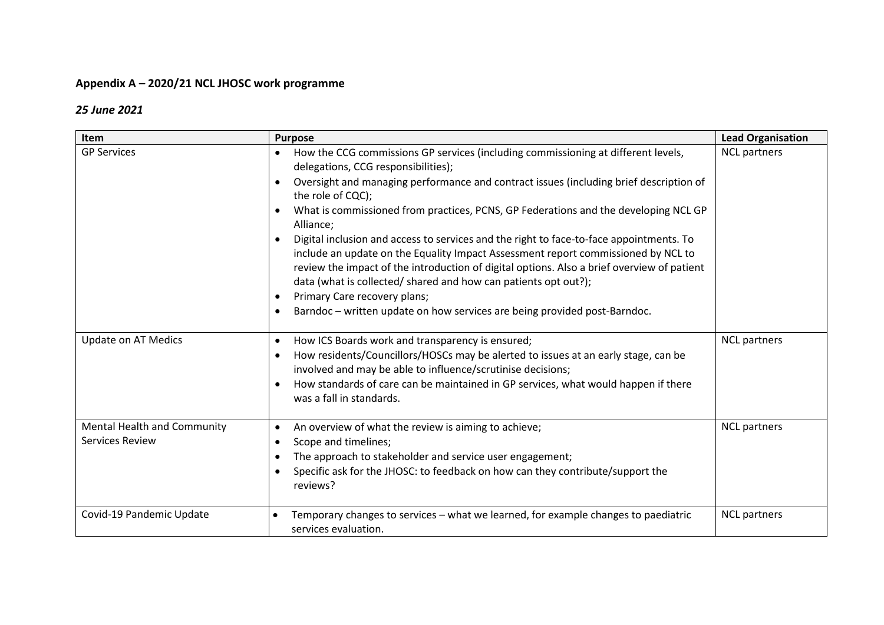**Appendix A – 2020/21 NCL JHOSC work programme**

***25 June 2021***

| Item | Purpose | Lead Organisation |
|---|---|---|
| GP Services | • How the CCG commissions GP services (including commissioning at different levels, delegations, CCG responsibilities);<br>• Oversight and managing performance and contract issues (including brief description of the role of CQC);<br>• What is commissioned from practices, PCNS, GP Federations and the developing NCL GP Alliance;<br>• Digital inclusion and access to services and the right to face-to-face appointments. To include an update on the Equality Impact Assessment report commissioned by NCL to review the impact of the introduction of digital options. Also a brief overview of patient data (what is collected/ shared and how can patients opt out?);<br>• Primary Care recovery plans;<br>• Barndoc – written update on how services are being provided post-Barndoc. | NCL partners |
| Update on AT Medics | • How ICS Boards work and transparency is ensured;<br>• How residents/Councillors/HOSCs may be alerted to issues at an early stage, can be involved and may be able to influence/scrutinise decisions;<br>• How standards of care can be maintained in GP services, what would happen if there was a fall in standards. | NCL partners |
| Mental Health and Community Services Review | • An overview of what the review is aiming to achieve;<br>• Scope and timelines;<br>• The approach to stakeholder and service user engagement;<br>• Specific ask for the JHOSC: to feedback on how can they contribute/support the reviews? | NCL partners |
| Covid-19 Pandemic Update | • Temporary changes to services – what we learned, for example changes to paediatric services evaluation. | NCL partners |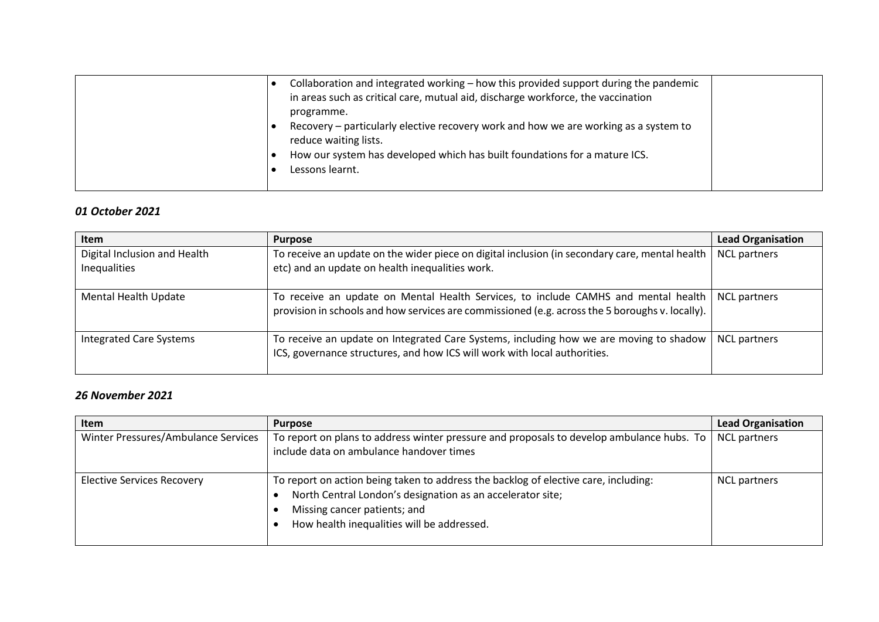| | | |
|---|---|---|
| | • Collaboration and integrated working – how this provided support during the pandemic in areas such as critical care, mutual aid, discharge workforce, the vaccination programme.<br>• Recovery – particularly elective recovery work and how we are working as a system to reduce waiting lists.<br>• How our system has developed which has built foundations for a mature ICS.<br>• Lessons learnt. | |

### *01 October 2021*

| Item | Purpose | Lead Organisation |
|---|---|---|
| Digital Inclusion and Health Inequalities | To receive an update on the wider piece on digital inclusion (in secondary care, mental health etc) and an update on health inequalities work. | NCL partners |
| Mental Health Update | To receive an update on Mental Health Services, to include CAMHS and mental health provision in schools and how services are commissioned (e.g. across the 5 boroughs v. locally). | NCL partners |
| Integrated Care Systems | To receive an update on Integrated Care Systems, including how we are moving to shadow ICS, governance structures, and how ICS will work with local authorities. | NCL partners |

### *26 November 2021*

| Item | Purpose | Lead Organisation |
|---|---|---|
| Winter Pressures/Ambulance Services | To report on plans to address winter pressure and proposals to develop ambulance hubs. To include data on ambulance handover times | NCL partners |
| Elective Services Recovery | To report on action being taken to address the backlog of elective care, including:<br>• North Central London's designation as an accelerator site;<br>• Missing cancer patients; and<br>• How health inequalities will be addressed. | NCL partners |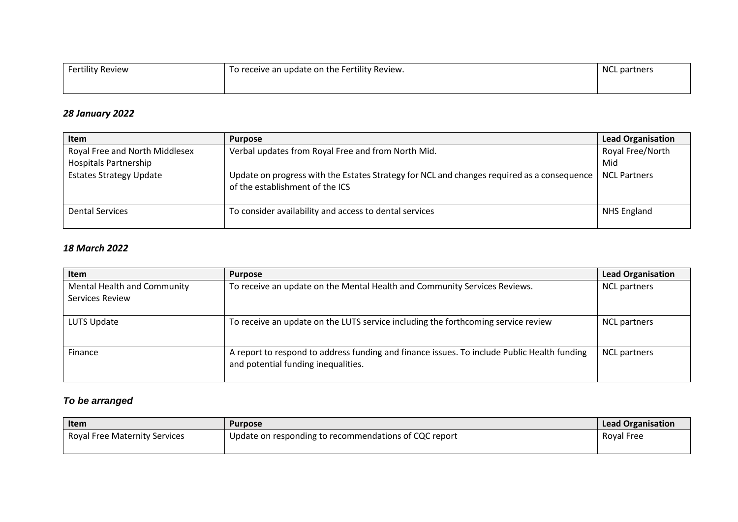| Fertility Review | To receive an update on the Fertility Review. | NCL partners |
|---|---|---|

### *28 January 2022*

| Item | Purpose | Lead Organisation |
|---|---|---|
| Royal Free and North Middlesex Hospitals Partnership | Verbal updates from Royal Free and from North Mid. | Royal Free/North Mid |
| Estates Strategy Update | Update on progress with the Estates Strategy for NCL and changes required as a consequence of the establishment of the ICS | NCL Partners |
| Dental Services | To consider availability and access to dental services | NHS England |

### *18 March 2022*

| Item | Purpose | Lead Organisation |
|---|---|---|
| Mental Health and Community Services Review | To receive an update on the Mental Health and Community Services Reviews. | NCL partners |
| LUTS Update | To receive an update on the LUTS service including the forthcoming service review | NCL partners |
| Finance | A report to respond to address funding and finance issues. To include Public Health funding and potential funding inequalities. | NCL partners |

### *To be arranged*

| Item | Purpose | Lead Organisation |
|---|---|---|
| Royal Free Maternity Services | Update on responding to recommendations of CQC report | Royal Free |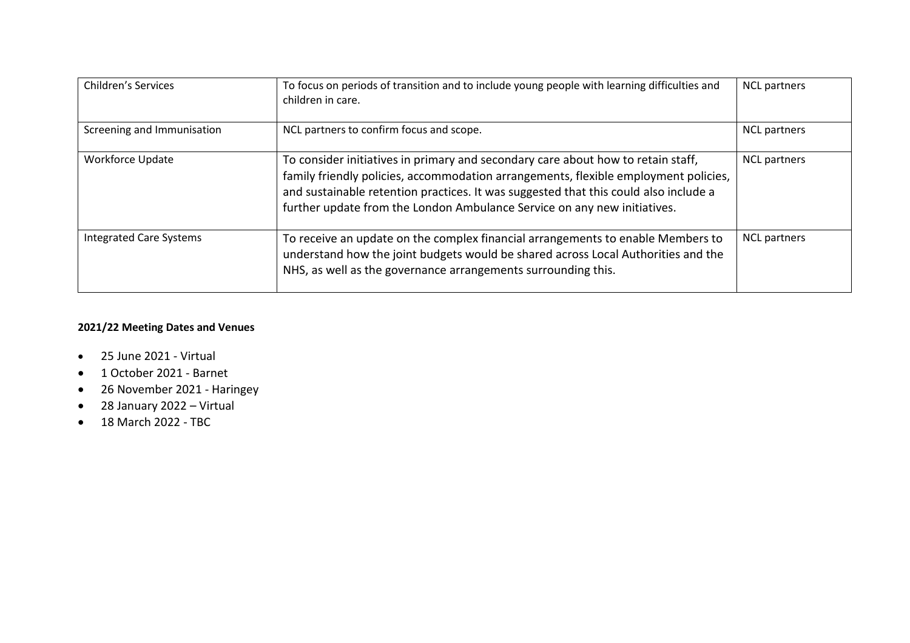| | | |
|---|---|---|
| Children's Services | To focus on periods of transition and to include young people with learning difficulties and children in care. | NCL partners |
| Screening and Immunisation | NCL partners to confirm focus and scope. | NCL partners |
| Workforce Update | To consider initiatives in primary and secondary care about how to retain staff, family friendly policies, accommodation arrangements, flexible employment policies, and sustainable retention practices. It was suggested that this could also include a further update from the London Ambulance Service on any new initiatives. | NCL partners |
| Integrated Care Systems | To receive an update on the complex financial arrangements to enable Members to understand how the joint budgets would be shared across Local Authorities and the NHS, as well as the governance arrangements surrounding this. | NCL partners |

**2021/22 Meeting Dates and Venues**

- 25 June 2021 - Virtual
- 1 October 2021 - Barnet
- 26 November 2021 - Haringey
- 28 January 2022 – Virtual
- 18 March 2022 - TBC